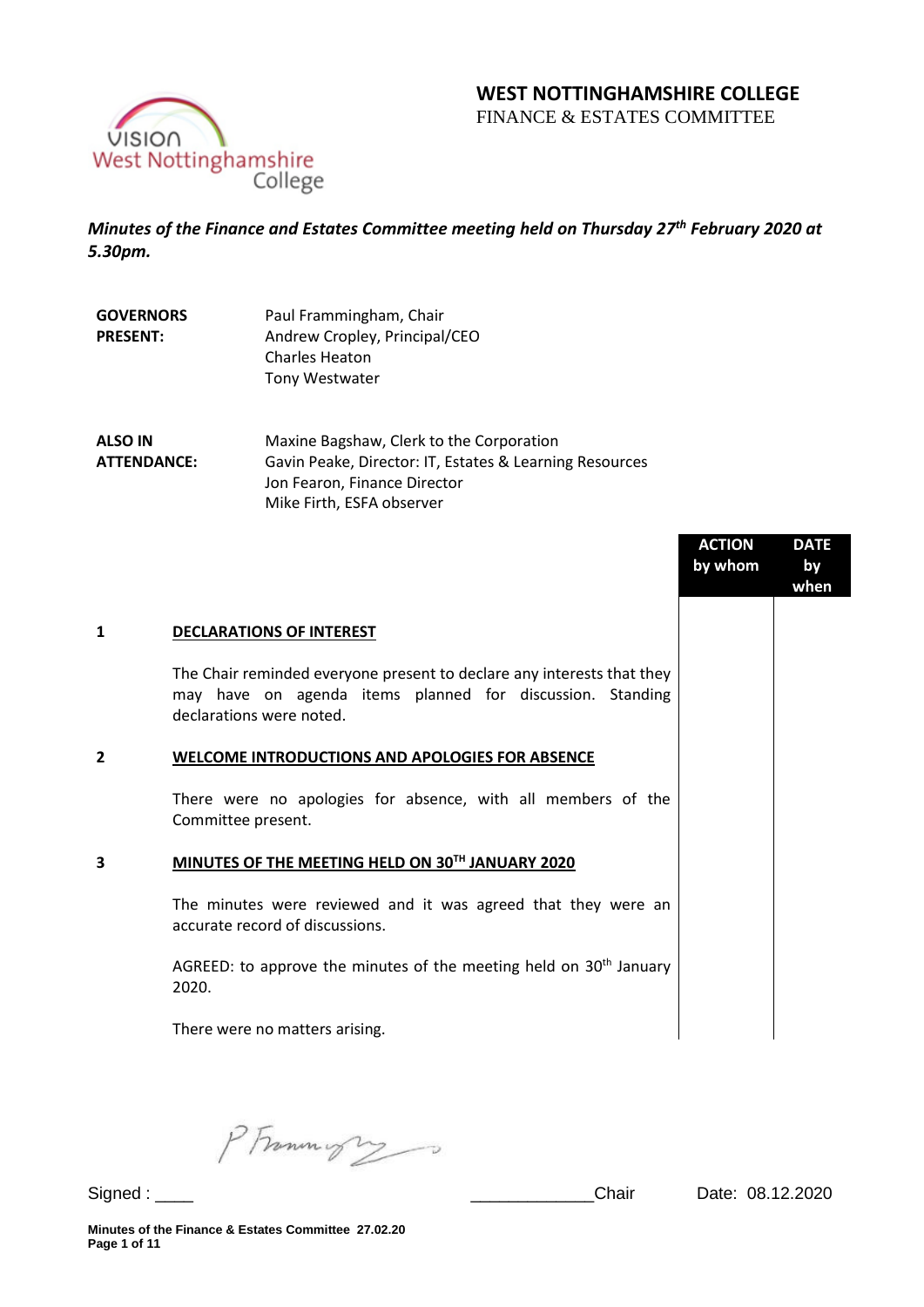# WEST NOTTINGHAMSHIRE COLLEGE

FINANCE & ESTATES COMMITTEE

***Minutes of the Finance and Estates Committee meeting held on Thursday 27th February 2020 at 5.30pm.***

| | |
|---|---|
| **GOVERNORS PRESENT:** | Paul Frammingham, Chair<br>Andrew Cropley, Principal/CEO<br>Charles Heaton<br>Tony Westwater |
| **ALSO IN ATTENDANCE:** | Maxine Bagshaw, Clerk to the Corporation<br>Gavin Peake, Director: IT, Estates & Learning Resources<br>Jon Fearon, Finance Director<br>Mike Firth, ESFA observer |

| | | ACTION by whom | DATE by when |
|---|---|---|---|
| **1** | **DECLARATIONS OF INTEREST** | | |
| | The Chair reminded everyone present to declare any interests that they may have on agenda items planned for discussion. Standing declarations were noted. | | |
| **2** | **WELCOME INTRODUCTIONS AND APOLOGIES FOR ABSENCE** | | |
| | There were no apologies for absence, with all members of the Committee present. | | |
| **3** | **MINUTES OF THE MEETING HELD ON 30TH JANUARY 2020** | | |
| | The minutes were reviewed and it was agreed that they were an accurate record of discussions. | | |
| | AGREED: to approve the minutes of the meeting held on 30th January 2020. | | |
| | There were no matters arising. | | |

Signed : ____ _____________Chair Date: 08.12.2020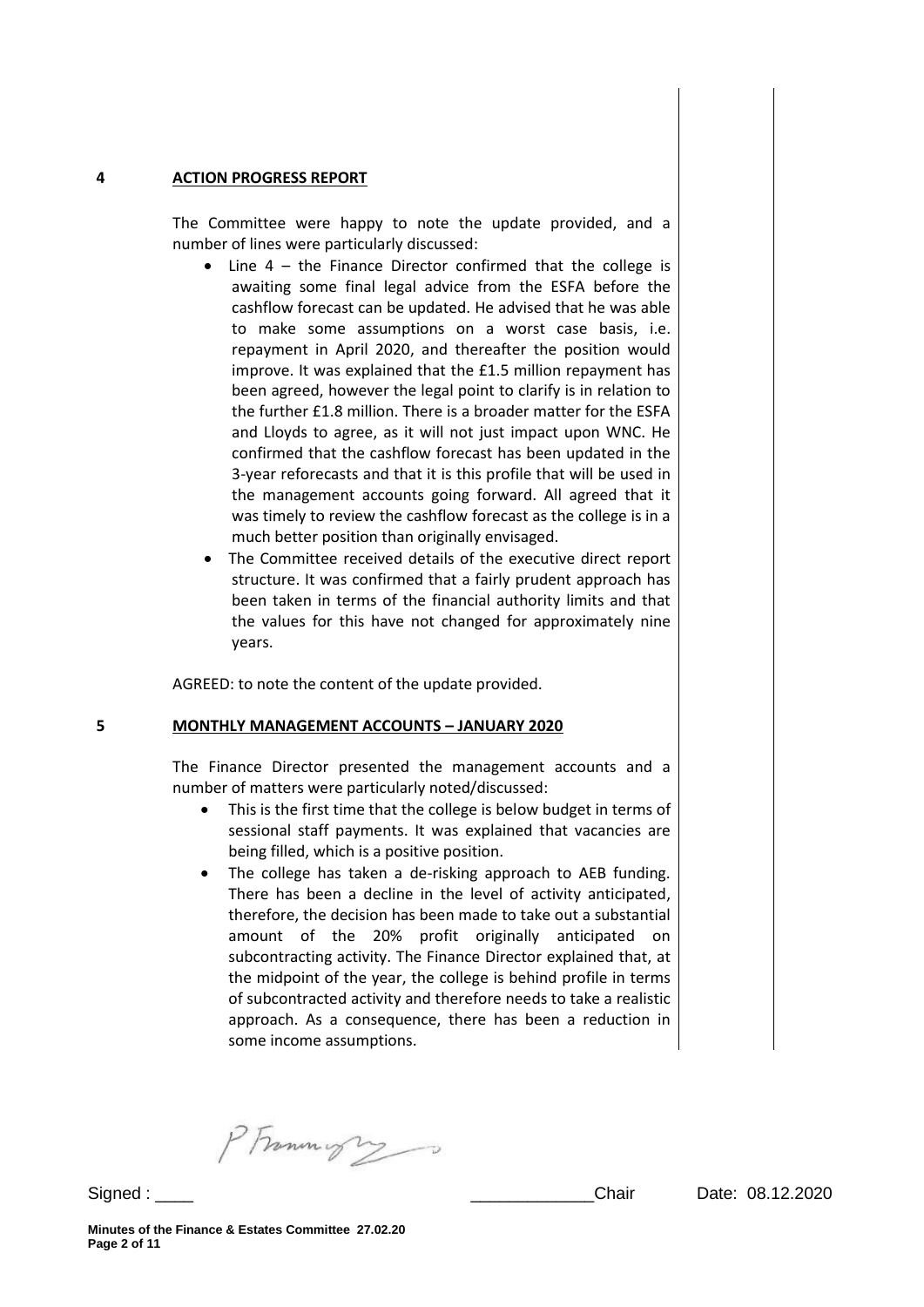## 4 ACTION PROGRESS REPORT

The Committee were happy to note the update provided, and a number of lines were particularly discussed:

- Line 4 – the Finance Director confirmed that the college is awaiting some final legal advice from the ESFA before the cashflow forecast can be updated. He advised that he was able to make some assumptions on a worst case basis, i.e. repayment in April 2020, and thereafter the position would improve. It was explained that the £1.5 million repayment has been agreed, however the legal point to clarify is in relation to the further £1.8 million. There is a broader matter for the ESFA and Lloyds to agree, as it will not just impact upon WNC. He confirmed that the cashflow forecast has been updated in the 3-year reforecasts and that it is this profile that will be used in the management accounts going forward. All agreed that it was timely to review the cashflow forecast as the college is in a much better position than originally envisaged.
- The Committee received details of the executive direct report structure. It was confirmed that a fairly prudent approach has been taken in terms of the financial authority limits and that the values for this have not changed for approximately nine years.

AGREED: to note the content of the update provided.

## 5 MONTHLY MANAGEMENT ACCOUNTS – JANUARY 2020

The Finance Director presented the management accounts and a number of matters were particularly noted/discussed:

- This is the first time that the college is below budget in terms of sessional staff payments. It was explained that vacancies are being filled, which is a positive position.
- The college has taken a de-risking approach to AEB funding. There has been a decline in the level of activity anticipated, therefore, the decision has been made to take out a substantial amount of the 20% profit originally anticipated on subcontracting activity. The Finance Director explained that, at the midpoint of the year, the college is behind profile in terms of subcontracted activity and therefore needs to take a realistic approach. As a consequence, there has been a reduction in some income assumptions.

Signed : ____ _____________Chair Date: 08.12.2020

Minutes of the Finance & Estates Committee 27.02.20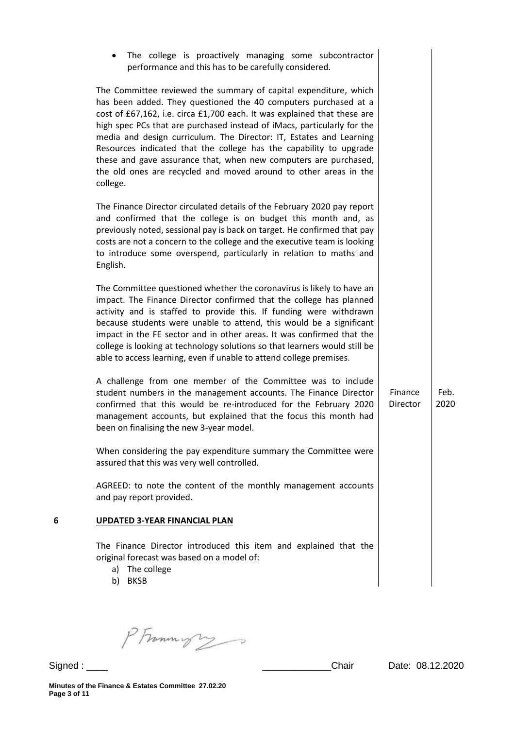- The college is proactively managing some subcontractor performance and this has to be carefully considered.

The Committee reviewed the summary of capital expenditure, which has been added. They questioned the 40 computers purchased at a cost of £67,162, i.e. circa £1,700 each. It was explained that these are high spec PCs that are purchased instead of iMacs, particularly for the media and design curriculum. The Director: IT, Estates and Learning Resources indicated that the college has the capability to upgrade these and gave assurance that, when new computers are purchased, the old ones are recycled and moved around to other areas in the college.

The Finance Director circulated details of the February 2020 pay report and confirmed that the college is on budget this month and, as previously noted, sessional pay is back on target. He confirmed that pay costs are not a concern to the college and the executive team is looking to introduce some overspend, particularly in relation to maths and English.

The Committee questioned whether the coronavirus is likely to have an impact. The Finance Director confirmed that the college has planned activity and is staffed to provide this. If funding were withdrawn because students were unable to attend, this would be a significant impact in the FE sector and in other areas. It was confirmed that the college is looking at technology solutions so that learners would still be able to access learning, even if unable to attend college premises.

| | | |
|---|---|---|
| A challenge from one member of the Committee was to include student numbers in the management accounts. The Finance Director confirmed that this would be re-introduced for the February 2020 management accounts, but explained that the focus this month had been on finalising the new 3-year model. | Finance Director | Feb. 2020 |

When considering the pay expenditure summary the Committee were assured that this was very well controlled.

AGREED: to note the content of the monthly management accounts and pay report provided.

## 6 UPDATED 3-YEAR FINANCIAL PLAN

The Finance Director introduced this item and explained that the original forecast was based on a model of:

a) The college
b) BKSB

Signed : ____ _____________Chair Date: 08.12.2020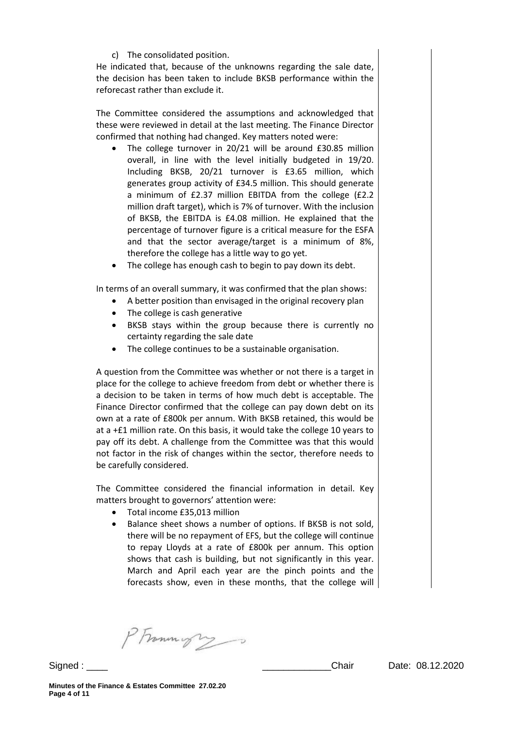c) The consolidated position.

He indicated that, because of the unknowns regarding the sale date, the decision has been taken to include BKSB performance within the reforecast rather than exclude it.

The Committee considered the assumptions and acknowledged that these were reviewed in detail at the last meeting. The Finance Director confirmed that nothing had changed. Key matters noted were:

- The college turnover in 20/21 will be around £30.85 million overall, in line with the level initially budgeted in 19/20. Including BKSB, 20/21 turnover is £3.65 million, which generates group activity of £34.5 million. This should generate a minimum of £2.37 million EBITDA from the college (£2.2 million draft target), which is 7% of turnover. With the inclusion of BKSB, the EBITDA is £4.08 million. He explained that the percentage of turnover figure is a critical measure for the ESFA and that the sector average/target is a minimum of 8%, therefore the college has a little way to go yet.
- The college has enough cash to begin to pay down its debt.

In terms of an overall summary, it was confirmed that the plan shows:

- A better position than envisaged in the original recovery plan
- The college is cash generative
- BKSB stays within the group because there is currently no certainty regarding the sale date
- The college continues to be a sustainable organisation.

A question from the Committee was whether or not there is a target in place for the college to achieve freedom from debt or whether there is a decision to be taken in terms of how much debt is acceptable. The Finance Director confirmed that the college can pay down debt on its own at a rate of £800k per annum. With BKSB retained, this would be at a +£1 million rate. On this basis, it would take the college 10 years to pay off its debt. A challenge from the Committee was that this would not factor in the risk of changes within the sector, therefore needs to be carefully considered.

The Committee considered the financial information in detail. Key matters brought to governors' attention were:

- Total income £35,013 million
- Balance sheet shows a number of options. If BKSB is not sold, there will be no repayment of EFS, but the college will continue to repay Lloyds at a rate of £800k per annum. This option shows that cash is building, but not significantly in this year. March and April each year are the pinch points and the forecasts show, even in these months, that the college will

Signed : ____ _____________Chair Date: 08.12.2020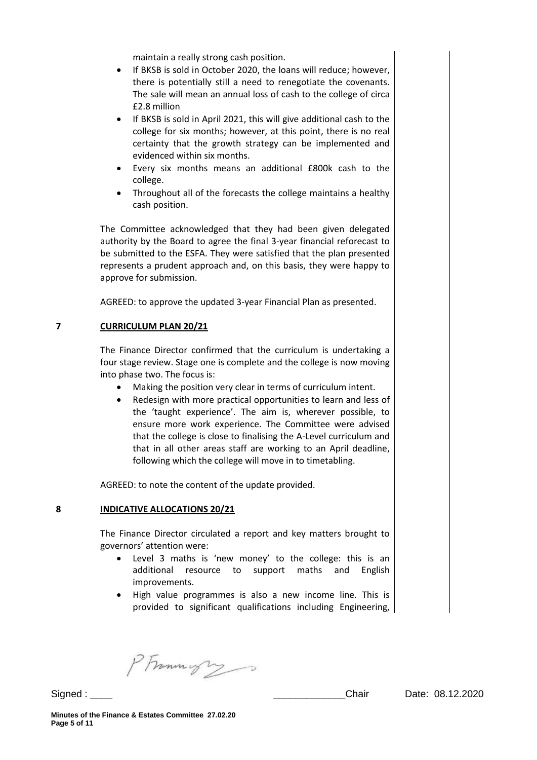maintain a really strong cash position.

- If BKSB is sold in October 2020, the loans will reduce; however, there is potentially still a need to renegotiate the covenants. The sale will mean an annual loss of cash to the college of circa £2.8 million
- If BKSB is sold in April 2021, this will give additional cash to the college for six months; however, at this point, there is no real certainty that the growth strategy can be implemented and evidenced within six months.
- Every six months means an additional £800k cash to the college.
- Throughout all of the forecasts the college maintains a healthy cash position.

The Committee acknowledged that they had been given delegated authority by the Board to agree the final 3-year financial reforecast to be submitted to the ESFA. They were satisfied that the plan presented represents a prudent approach and, on this basis, they were happy to approve for submission.

AGREED: to approve the updated 3-year Financial Plan as presented.

## 7 CURRICULUM PLAN 20/21

The Finance Director confirmed that the curriculum is undertaking a four stage review. Stage one is complete and the college is now moving into phase two. The focus is:

- Making the position very clear in terms of curriculum intent.
- Redesign with more practical opportunities to learn and less of the 'taught experience'. The aim is, wherever possible, to ensure more work experience. The Committee were advised that the college is close to finalising the A-Level curriculum and that in all other areas staff are working to an April deadline, following which the college will move in to timetabling.

AGREED: to note the content of the update provided.

## 8 INDICATIVE ALLOCATIONS 20/21

The Finance Director circulated a report and key matters brought to governors' attention were:

- Level 3 maths is 'new money' to the college: this is an additional resource to support maths and English improvements.
- High value programmes is also a new income line. This is provided to significant qualifications including Engineering,

Signed : ____ _____________Chair Date: 08.12.2020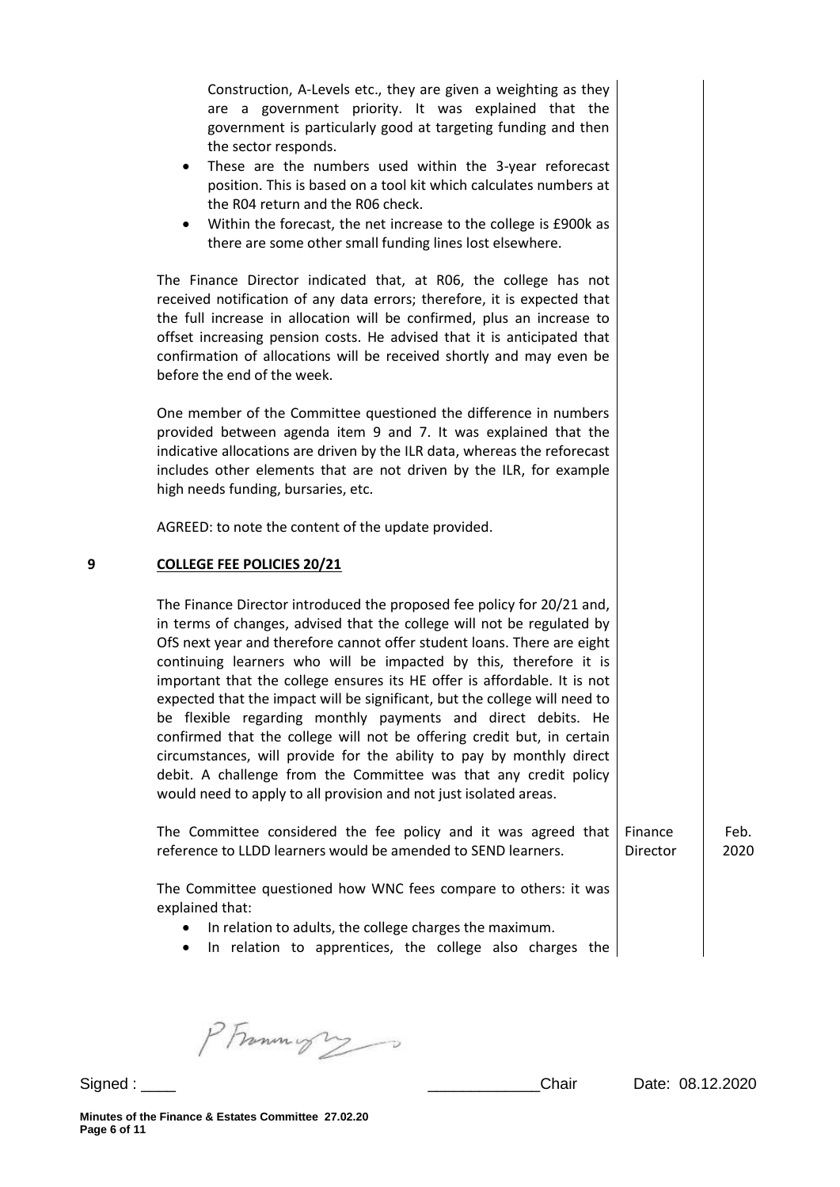Construction, A-Levels etc., they are given a weighting as they are a government priority. It was explained that the government is particularly good at targeting funding and then the sector responds.

- These are the numbers used within the 3-year reforecast position. This is based on a tool kit which calculates numbers at the R04 return and the R06 check.
- Within the forecast, the net increase to the college is £900k as there are some other small funding lines lost elsewhere.

The Finance Director indicated that, at R06, the college has not received notification of any data errors; therefore, it is expected that the full increase in allocation will be confirmed, plus an increase to offset increasing pension costs. He advised that it is anticipated that confirmation of allocations will be received shortly and may even be before the end of the week.

One member of the Committee questioned the difference in numbers provided between agenda item 9 and 7. It was explained that the indicative allocations are driven by the ILR data, whereas the reforecast includes other elements that are not driven by the ILR, for example high needs funding, bursaries, etc.

AGREED: to note the content of the update provided.

## 9 COLLEGE FEE POLICIES 20/21

The Finance Director introduced the proposed fee policy for 20/21 and, in terms of changes, advised that the college will not be regulated by OfS next year and therefore cannot offer student loans. There are eight continuing learners who will be impacted by this, therefore it is important that the college ensures its HE offer is affordable. It is not expected that the impact will be significant, but the college will need to be flexible regarding monthly payments and direct debits. He confirmed that the college will not be offering credit but, in certain circumstances, will provide for the ability to pay by monthly direct debit. A challenge from the Committee was that any credit policy would need to apply to all provision and not just isolated areas.

| | Action | Date |
|---|---|---|
| The Committee considered the fee policy and it was agreed that reference to LLDD learners would be amended to SEND learners. | Finance Director | Feb. 2020 |

The Committee questioned how WNC fees compare to others: it was explained that:

- In relation to adults, the college charges the maximum.
- In relation to apprentices, the college also charges the

Signed : ____ _____________Chair Date: 08.12.2020

**Minutes of the Finance & Estates Committee 27.02.20**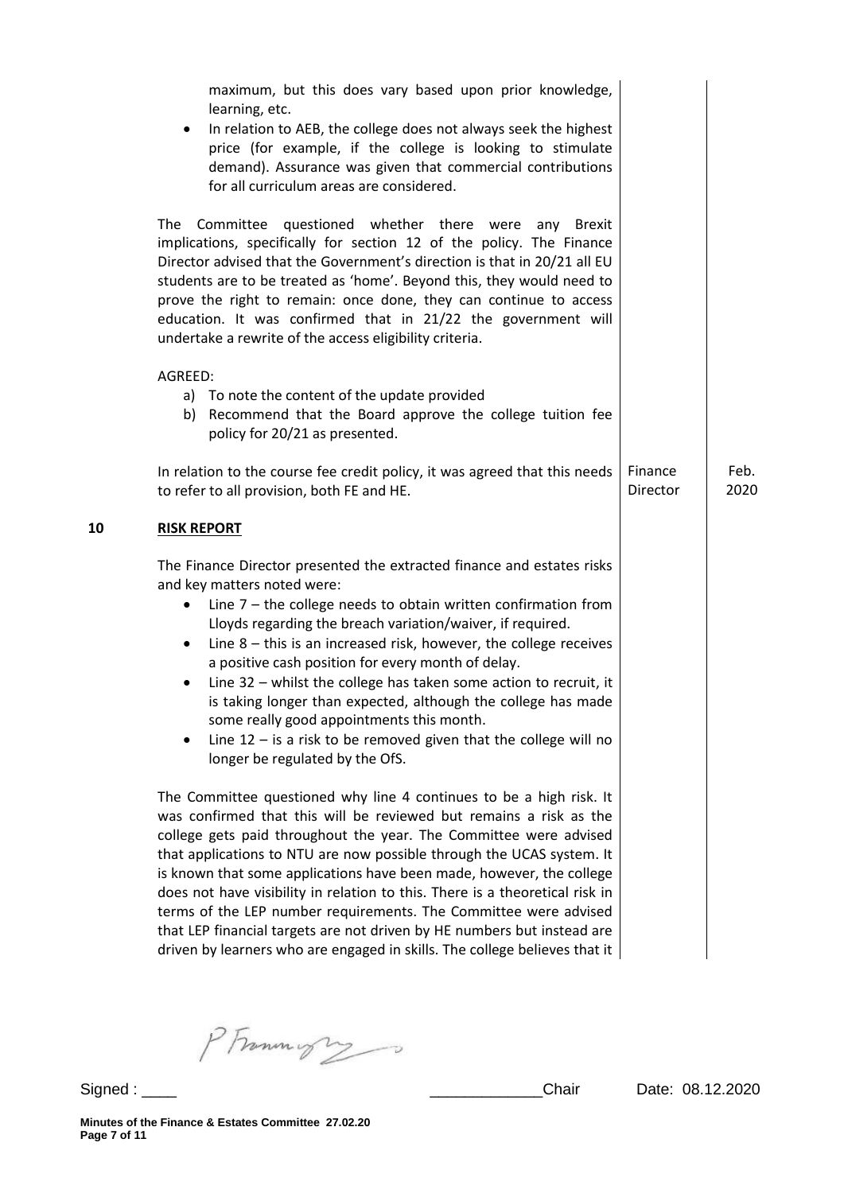maximum, but this does vary based upon prior knowledge, learning, etc.

- In relation to AEB, the college does not always seek the highest price (for example, if the college is looking to stimulate demand). Assurance was given that commercial contributions for all curriculum areas are considered.

The Committee questioned whether there were any Brexit implications, specifically for section 12 of the policy. The Finance Director advised that the Government's direction is that in 20/21 all EU students are to be treated as 'home'. Beyond this, they would need to prove the right to remain: once done, they can continue to access education. It was confirmed that in 21/22 the government will undertake a rewrite of the access eligibility criteria.

AGREED:

a) To note the content of the update provided
b) Recommend that the Board approve the college tuition fee policy for 20/21 as presented.

| | | |
|---|---|---|
| In relation to the course fee credit policy, it was agreed that this needs to refer to all provision, both FE and HE. | Finance Director | Feb. 2020 |

## 10 RISK REPORT

The Finance Director presented the extracted finance and estates risks and key matters noted were:

- Line 7 – the college needs to obtain written confirmation from Lloyds regarding the breach variation/waiver, if required.
- Line 8 – this is an increased risk, however, the college receives a positive cash position for every month of delay.
- Line 32 – whilst the college has taken some action to recruit, it is taking longer than expected, although the college has made some really good appointments this month.
- Line 12 – is a risk to be removed given that the college will no longer be regulated by the OfS.

The Committee questioned why line 4 continues to be a high risk. It was confirmed that this will be reviewed but remains a risk as the college gets paid throughout the year. The Committee were advised that applications to NTU are now possible through the UCAS system. It is known that some applications have been made, however, the college does not have visibility in relation to this. There is a theoretical risk in terms of the LEP number requirements. The Committee were advised that LEP financial targets are not driven by HE numbers but instead are driven by learners who are engaged in skills. The college believes that it

Signed : ____ _____________Chair Date: 08.12.2020

Minutes of the Finance & Estates Committee 27.02.20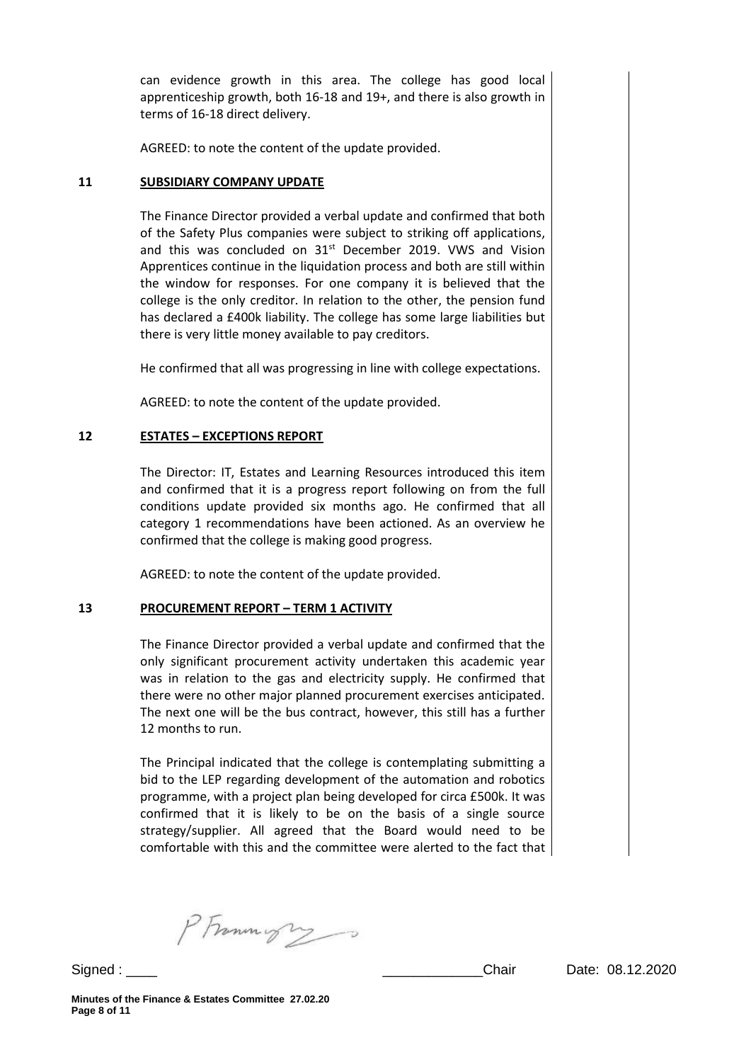can evidence growth in this area. The college has good local apprenticeship growth, both 16-18 and 19+, and there is also growth in terms of 16-18 direct delivery.

AGREED: to note the content of the update provided.

**11 SUBSIDIARY COMPANY UPDATE**

The Finance Director provided a verbal update and confirmed that both of the Safety Plus companies were subject to striking off applications, and this was concluded on 31st December 2019. VWS and Vision Apprentices continue in the liquidation process and both are still within the window for responses. For one company it is believed that the college is the only creditor. In relation to the other, the pension fund has declared a £400k liability. The college has some large liabilities but there is very little money available to pay creditors.

He confirmed that all was progressing in line with college expectations.

AGREED: to note the content of the update provided.

**12 ESTATES – EXCEPTIONS REPORT**

The Director: IT, Estates and Learning Resources introduced this item and confirmed that it is a progress report following on from the full conditions update provided six months ago. He confirmed that all category 1 recommendations have been actioned. As an overview he confirmed that the college is making good progress.

AGREED: to note the content of the update provided.

**13 PROCUREMENT REPORT – TERM 1 ACTIVITY**

The Finance Director provided a verbal update and confirmed that the only significant procurement activity undertaken this academic year was in relation to the gas and electricity supply. He confirmed that there were no other major planned procurement exercises anticipated. The next one will be the bus contract, however, this still has a further 12 months to run.

The Principal indicated that the college is contemplating submitting a bid to the LEP regarding development of the automation and robotics programme, with a project plan being developed for circa £500k. It was confirmed that it is likely to be on the basis of a single source strategy/supplier. All agreed that the Board would need to be comfortable with this and the committee were alerted to the fact that

Signed : ____ _____________Chair Date: 08.12.2020

Minutes of the Finance & Estates Committee 27.02.20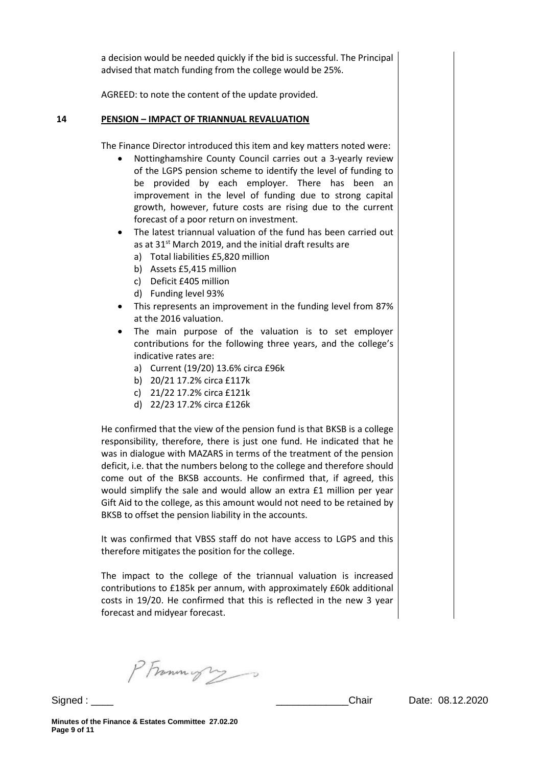a decision would be needed quickly if the bid is successful. The Principal advised that match funding from the college would be 25%.

AGREED: to note the content of the update provided.

**14 PENSION – IMPACT OF TRIANNUAL REVALUATION**

The Finance Director introduced this item and key matters noted were:

- Nottinghamshire County Council carries out a 3-yearly review of the LGPS pension scheme to identify the level of funding to be provided by each employer. There has been an improvement in the level of funding due to strong capital growth, however, future costs are rising due to the current forecast of a poor return on investment.
- The latest triannual valuation of the fund has been carried out as at 31st March 2019, and the initial draft results are
  a) Total liabilities £5,820 million
  b) Assets £5,415 million
  c) Deficit £405 million
  d) Funding level 93%
- This represents an improvement in the funding level from 87% at the 2016 valuation.
- The main purpose of the valuation is to set employer contributions for the following three years, and the college's indicative rates are:
  a) Current (19/20) 13.6% circa £96k
  b) 20/21 17.2% circa £117k
  c) 21/22 17.2% circa £121k
  d) 22/23 17.2% circa £126k

He confirmed that the view of the pension fund is that BKSB is a college responsibility, therefore, there is just one fund. He indicated that he was in dialogue with MAZARS in terms of the treatment of the pension deficit, i.e. that the numbers belong to the college and therefore should come out of the BKSB accounts. He confirmed that, if agreed, this would simplify the sale and would allow an extra £1 million per year Gift Aid to the college, as this amount would not need to be retained by BKSB to offset the pension liability in the accounts.

It was confirmed that VBSS staff do not have access to LGPS and this therefore mitigates the position for the college.

The impact to the college of the triannual valuation is increased contributions to £185k per annum, with approximately £60k additional costs in 19/20. He confirmed that this is reflected in the new 3 year forecast and midyear forecast.

Signed : ____ _____________Chair Date: 08.12.2020

**Minutes of the Finance & Estates Committee 27.02.20**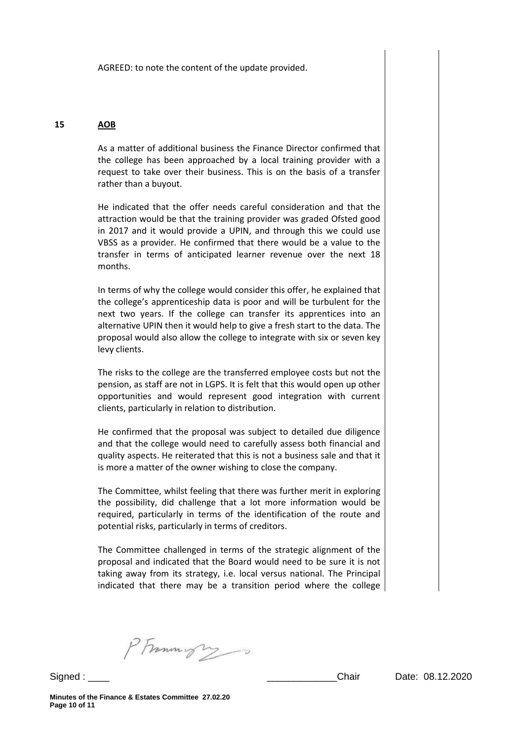AGREED: to note the content of the update provided.

**15** **AOB**

As a matter of additional business the Finance Director confirmed that the college has been approached by a local training provider with a request to take over their business. This is on the basis of a transfer rather than a buyout.

He indicated that the offer needs careful consideration and that the attraction would be that the training provider was graded Ofsted good in 2017 and it would provide a UPIN, and through this we could use VBSS as a provider. He confirmed that there would be a value to the transfer in terms of anticipated learner revenue over the next 18 months.

In terms of why the college would consider this offer, he explained that the college's apprenticeship data is poor and will be turbulent for the next two years. If the college can transfer its apprentices into an alternative UPIN then it would help to give a fresh start to the data. The proposal would also allow the college to integrate with six or seven key levy clients.

The risks to the college are the transferred employee costs but not the pension, as staff are not in LGPS. It is felt that this would open up other opportunities and would represent good integration with current clients, particularly in relation to distribution.

He confirmed that the proposal was subject to detailed due diligence and that the college would need to carefully assess both financial and quality aspects. He reiterated that this is not a business sale and that it is more a matter of the owner wishing to close the company.

The Committee, whilst feeling that there was further merit in exploring the possibility, did challenge that a lot more information would be required, particularly in terms of the identification of the route and potential risks, particularly in terms of creditors.

The Committee challenged in terms of the strategic alignment of the proposal and indicated that the Board would need to be sure it is not taking away from its strategy, i.e. local versus national. The Principal indicated that there may be a transition period where the college

Signed : ____ _____________Chair Date: 08.12.2020

**Minutes of the Finance & Estates Committee 27.02.20**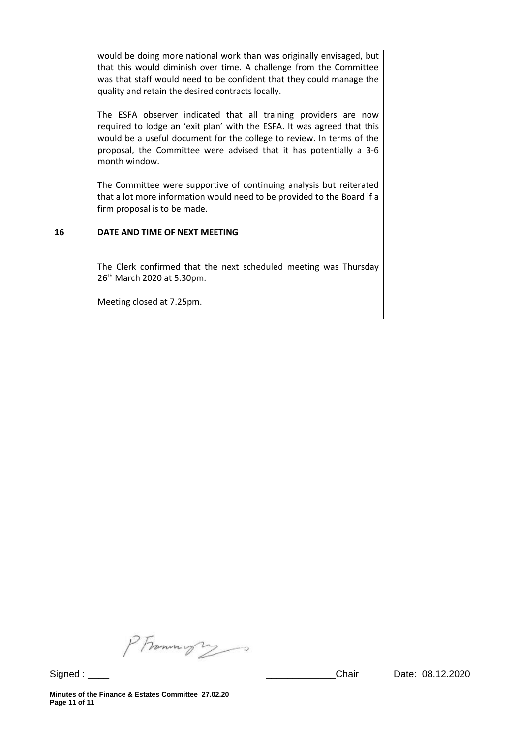would be doing more national work than was originally envisaged, but that this would diminish over time. A challenge from the Committee was that staff would need to be confident that they could manage the quality and retain the desired contracts locally.

The ESFA observer indicated that all training providers are now required to lodge an 'exit plan' with the ESFA. It was agreed that this would be a useful document for the college to review. In terms of the proposal, the Committee were advised that it has potentially a 3-6 month window.

The Committee were supportive of continuing analysis but reiterated that a lot more information would need to be provided to the Board if a firm proposal is to be made.

**16 <u>DATE AND TIME OF NEXT MEETING</u>**

The Clerk confirmed that the next scheduled meeting was Thursday 26th March 2020 at 5.30pm.

Meeting closed at 7.25pm.

Signed : ____ _____________Chair Date: 08.12.2020

**Minutes of the Finance & Estates Committee 27.02.20**